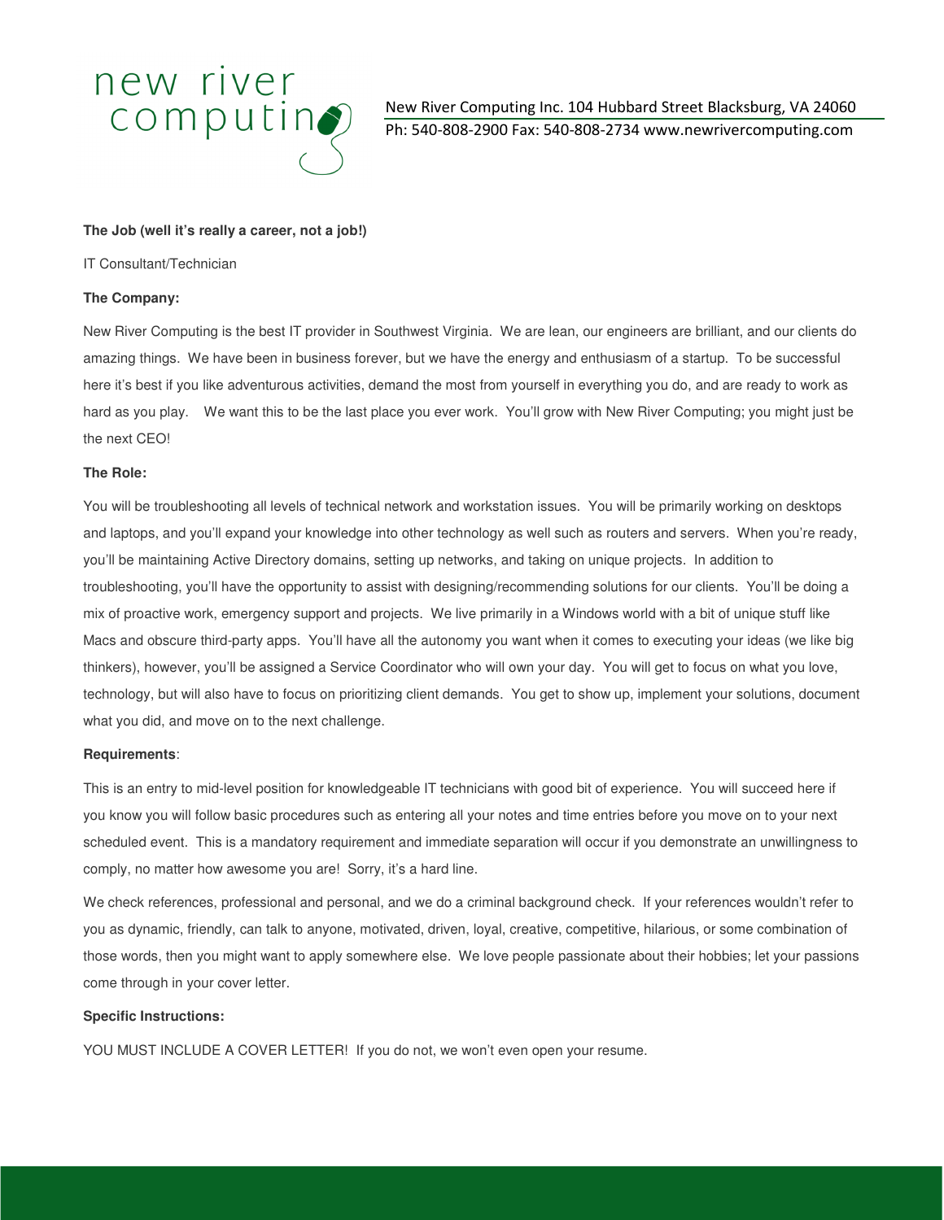new river computing

New River Computing Inc. 104 Hubbard Street Blacksburg, VA 24060
Ph: 540-808-2900 Fax: 540-808-2734 www.newrivercomputing.com

**The Job (well it's really a career, not a job!)**

IT Consultant/Technician

**The Company:**

New River Computing is the best IT provider in Southwest Virginia. We are lean, our engineers are brilliant, and our clients do amazing things. We have been in business forever, but we have the energy and enthusiasm of a startup. To be successful here it's best if you like adventurous activities, demand the most from yourself in everything you do, and are ready to work as hard as you play. We want this to be the last place you ever work. You'll grow with New River Computing; you might just be the next CEO!

**The Role:**

You will be troubleshooting all levels of technical network and workstation issues. You will be primarily working on desktops and laptops, and you'll expand your knowledge into other technology as well such as routers and servers. When you're ready, you'll be maintaining Active Directory domains, setting up networks, and taking on unique projects. In addition to troubleshooting, you'll have the opportunity to assist with designing/recommending solutions for our clients. You'll be doing a mix of proactive work, emergency support and projects. We live primarily in a Windows world with a bit of unique stuff like Macs and obscure third-party apps. You'll have all the autonomy you want when it comes to executing your ideas (we like big thinkers), however, you'll be assigned a Service Coordinator who will own your day. You will get to focus on what you love, technology, but will also have to focus on prioritizing client demands. You get to show up, implement your solutions, document what you did, and move on to the next challenge.

**Requirements**:

This is an entry to mid-level position for knowledgeable IT technicians with good bit of experience. You will succeed here if you know you will follow basic procedures such as entering all your notes and time entries before you move on to your next scheduled event. This is a mandatory requirement and immediate separation will occur if you demonstrate an unwillingness to comply, no matter how awesome you are! Sorry, it's a hard line.

We check references, professional and personal, and we do a criminal background check. If your references wouldn't refer to you as dynamic, friendly, can talk to anyone, motivated, driven, loyal, creative, competitive, hilarious, or some combination of those words, then you might want to apply somewhere else. We love people passionate about their hobbies; let your passions come through in your cover letter.

**Specific Instructions:**

YOU MUST INCLUDE A COVER LETTER! If you do not, we won't even open your resume.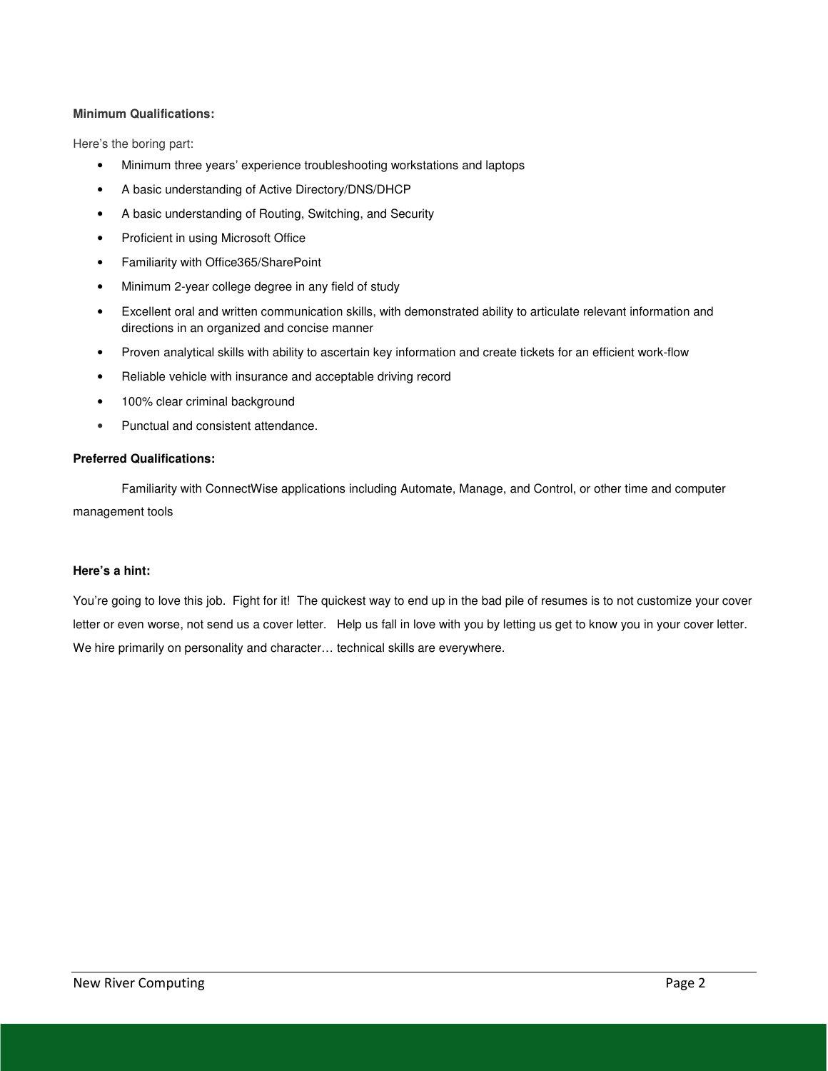**Minimum Qualifications:**

Here's the boring part:

- Minimum three years' experience troubleshooting workstations and laptops
- A basic understanding of Active Directory/DNS/DHCP
- A basic understanding of Routing, Switching, and Security
- Proficient in using Microsoft Office
- Familiarity with Office365/SharePoint
- Minimum 2-year college degree in any field of study
- Excellent oral and written communication skills, with demonstrated ability to articulate relevant information and directions in an organized and concise manner
- Proven analytical skills with ability to ascertain key information and create tickets for an efficient work-flow
- Reliable vehicle with insurance and acceptable driving record
- 100% clear criminal background
- Punctual and consistent attendance.

**Preferred Qualifications:**

Familiarity with ConnectWise applications including Automate, Manage, and Control, or other time and computer management tools

**Here's a hint:**

You're going to love this job. Fight for it! The quickest way to end up in the bad pile of resumes is to not customize your cover letter or even worse, not send us a cover letter. Help us fall in love with you by letting us get to know you in your cover letter. We hire primarily on personality and character… technical skills are everywhere.